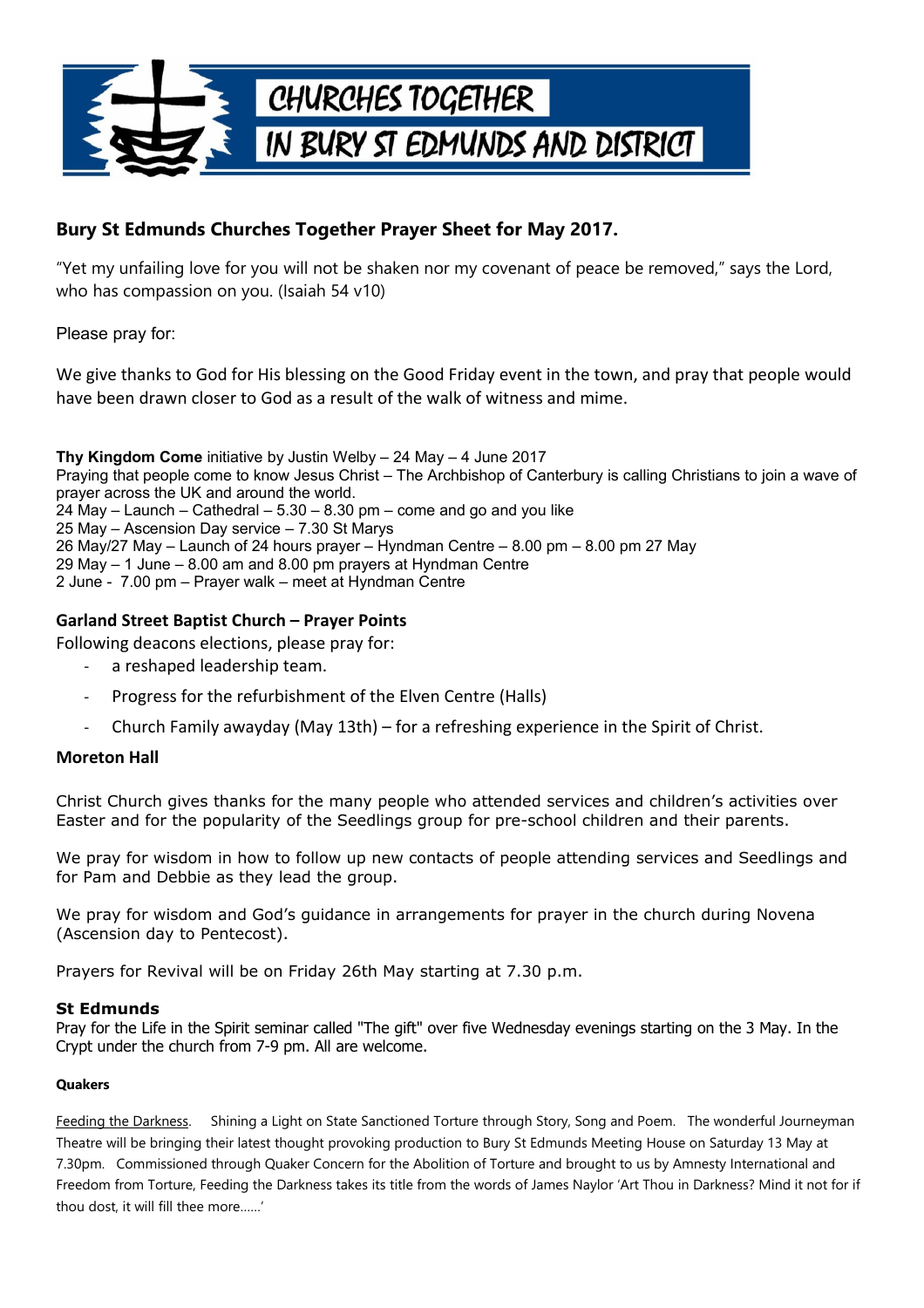CHURCHES TOGETHER IN BURY ST EDMUNDS AND DISTRICT

## Bury St Edmunds Churches Together Prayer Sheet for May 2017.

"Yet my unfailing love for you will not be shaken nor my covenant of peace be removed," says the Lord, who has compassion on you. (Isaiah 54 v10)

Please pray for:

We give thanks to God for His blessing on the Good Friday event in the town, and pray that people would have been drawn closer to God as a result of the walk of witness and mime.

**Thy Kingdom Come** initiative by Justin Welby – 24 May – 4 June 2017
Praying that people come to know Jesus Christ – The Archbishop of Canterbury is calling Christians to join a wave of prayer across the UK and around the world.
24 May – Launch – Cathedral – 5.30 – 8.30 pm – come and go and you like
25 May – Ascension Day service – 7.30 St Marys
26 May/27 May – Launch of 24 hours prayer – Hyndman Centre – 8.00 pm – 8.00 pm 27 May
29 May – 1 June – 8.00 am and 8.00 pm prayers at Hyndman Centre
2 June - 7.00 pm – Prayer walk – meet at Hyndman Centre

### Garland Street Baptist Church – Prayer Points

Following deacons elections, please pray for:

- a reshaped leadership team.
- Progress for the refurbishment of the Elven Centre (Halls)
- Church Family awayday (May 13th) – for a refreshing experience in the Spirit of Christ.

### Moreton Hall

Christ Church gives thanks for the many people who attended services and children's activities over Easter and for the popularity of the Seedlings group for pre-school children and their parents.

We pray for wisdom in how to follow up new contacts of people attending services and Seedlings and for Pam and Debbie as they lead the group.

We pray for wisdom and God's guidance in arrangements for prayer in the church during Novena (Ascension day to Pentecost).

Prayers for Revival will be on Friday 26th May starting at 7.30 p.m.

### St Edmunds

Pray for the Life in the Spirit seminar called "The gift" over five Wednesday evenings starting on the 3 May. In the Crypt under the church from 7-9 pm. All are welcome.

#### Quakers

Feeding the Darkness. Shining a Light on State Sanctioned Torture through Story, Song and Poem. The wonderful Journeyman Theatre will be bringing their latest thought provoking production to Bury St Edmunds Meeting House on Saturday 13 May at 7.30pm. Commissioned through Quaker Concern for the Abolition of Torture and brought to us by Amnesty International and Freedom from Torture, Feeding the Darkness takes its title from the words of James Naylor 'Art Thou in Darkness? Mind it not for if thou dost, it will fill thee more……'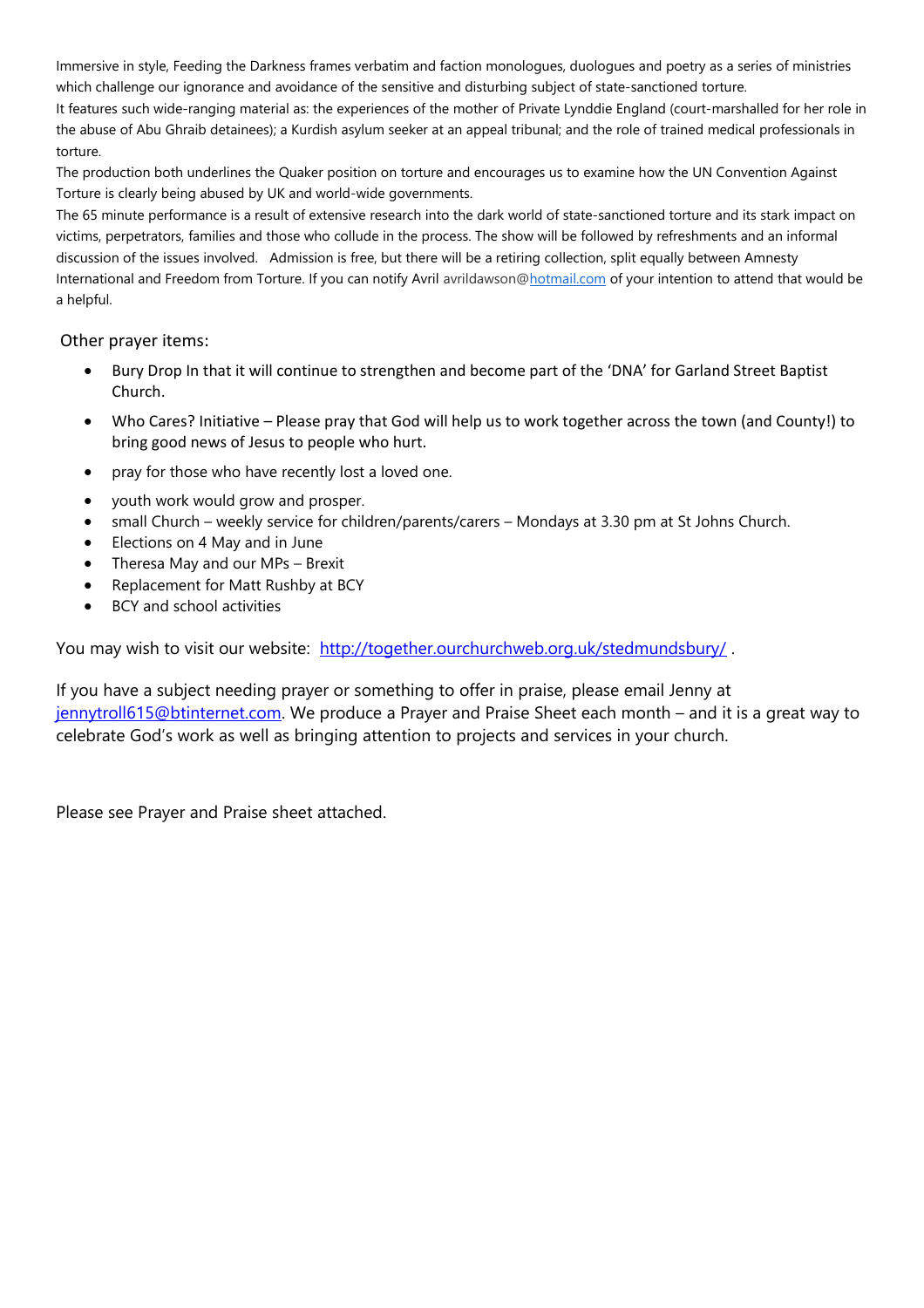Immersive in style, Feeding the Darkness frames verbatim and faction monologues, duologues and poetry as a series of ministries which challenge our ignorance and avoidance of the sensitive and disturbing subject of state-sanctioned torture.

It features such wide-ranging material as: the experiences of the mother of Private Lynddie England (court-marshalled for her role in the abuse of Abu Ghraib detainees); a Kurdish asylum seeker at an appeal tribunal; and the role of trained medical professionals in torture.

The production both underlines the Quaker position on torture and encourages us to examine how the UN Convention Against Torture is clearly being abused by UK and world-wide governments.

The 65 minute performance is a result of extensive research into the dark world of state-sanctioned torture and its stark impact on victims, perpetrators, families and those who collude in the process. The show will be followed by refreshments and an informal discussion of the issues involved. Admission is free, but there will be a retiring collection, split equally between Amnesty International and Freedom from Torture. If you can notify Avril avrildawson@hotmail.com of your intention to attend that would be a helpful.

Other prayer items:

- Bury Drop In that it will continue to strengthen and become part of the 'DNA' for Garland Street Baptist Church.
- Who Cares? Initiative – Please pray that God will help us to work together across the town (and County!) to bring good news of Jesus to people who hurt.
- pray for those who have recently lost a loved one.
- youth work would grow and prosper.
- small Church – weekly service for children/parents/carers – Mondays at 3.30 pm at St Johns Church.
- Elections on 4 May and in June
- Theresa May and our MPs – Brexit
- Replacement for Matt Rushby at BCY
- BCY and school activities

You may wish to visit our website: http://together.ourchurchweb.org.uk/stedmundsbury/ .

If you have a subject needing prayer or something to offer in praise, please email Jenny at jennytroll615@btinternet.com. We produce a Prayer and Praise Sheet each month – and it is a great way to celebrate God's work as well as bringing attention to projects and services in your church.

Please see Prayer and Praise sheet attached.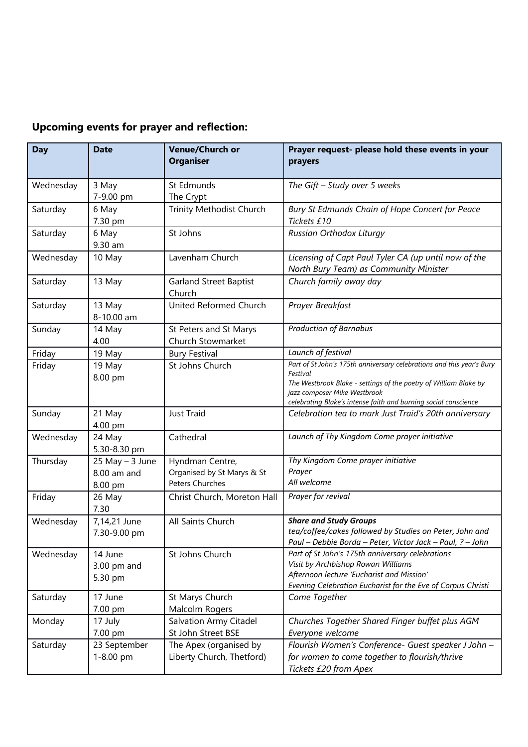**Upcoming events for prayer and reflection:**

| Day | Date | Venue/Church or Organiser | Prayer request- please hold these events in your prayers |
|---|---|---|---|
| Wednesday | 3 May<br>7-9.00 pm | St Edmunds<br>The Crypt | *The Gift – Study over 5 weeks* |
| Saturday | 6 May<br>7.30 pm | Trinity Methodist Church | *Bury St Edmunds Chain of Hope Concert for Peace*<br>*Tickets £10* |
| Saturday | 6 May<br>9.30 am | St Johns | *Russian Orthodox Liturgy* |
| Wednesday | 10 May | Lavenham Church | *Licensing of Capt Paul Tyler CA (up until now of the North Bury Team) as Community Minister* |
| Saturday | 13 May | Garland Street Baptist Church | *Church family away day* |
| Saturday | 13 May<br>8-10.00 am | United Reformed Church | *Prayer Breakfast* |
| Sunday | 14 May<br>4.00 | St Peters and St Marys Church Stowmarket | *Production of Barnabus* |
| Friday | 19 May | Bury Festival | *Launch of festival* |
| Friday | 19 May<br>8.00 pm | St Johns Church | *Part of St John's 175th anniversary celebrations and this year's Bury Festival*<br>*The Westbrook Blake - settings of the poetry of William Blake by jazz composer Mike Westbrook*<br>*celebrating Blake's intense faith and burning social conscience* |
| Sunday | 21 May<br>4.00 pm | Just Traid | *Celebration tea to mark Just Traid's 20th anniversary* |
| Wednesday | 24 May<br>5.30-8.30 pm | Cathedral | *Launch of Thy Kingdom Come prayer initiative* |
| Thursday | 25 May – 3 June<br>8.00 am and 8.00 pm | Hyndman Centre,<br>Organised by St Marys & St Peters Churches | *Thy Kingdom Come prayer initiative*<br>*Prayer*<br>*All welcome* |
| Friday | 26 May<br>7.30 | Christ Church, Moreton Hall | *Prayer for revival* |
| Wednesday | 7,14,21 June<br>7.30-9.00 pm | All Saints Church | ***Share and Study Groups***<br>*tea/coffee/cakes followed by Studies on Peter, John and Paul – Debbie Borda – Peter, Victor Jack – Paul, ? – John* |
| Wednesday | 14 June<br>3.00 pm and 5.30 pm | St Johns Church | *Part of St John's 175th anniversary celebrations*<br>*Visit by Archbishop Rowan Williams*<br>*Afternoon lecture 'Eucharist and Mission'*<br>*Evening Celebration Eucharist for the Eve of Corpus Christi* |
| Saturday | 17 June<br>7.00 pm | St Marys Church<br>Malcolm Rogers | *Come Together* |
| Monday | 17 July<br>7.00 pm | Salvation Army Citadel<br>St John Street BSE | *Churches Together Shared Finger buffet plus AGM*<br>*Everyone welcome* |
| Saturday | 23 September<br>1-8.00 pm | The Apex (organised by Liberty Church, Thetford) | *Flourish Women's Conference- Guest speaker J John – for women to come together to flourish/thrive*<br>*Tickets £20 from Apex* |